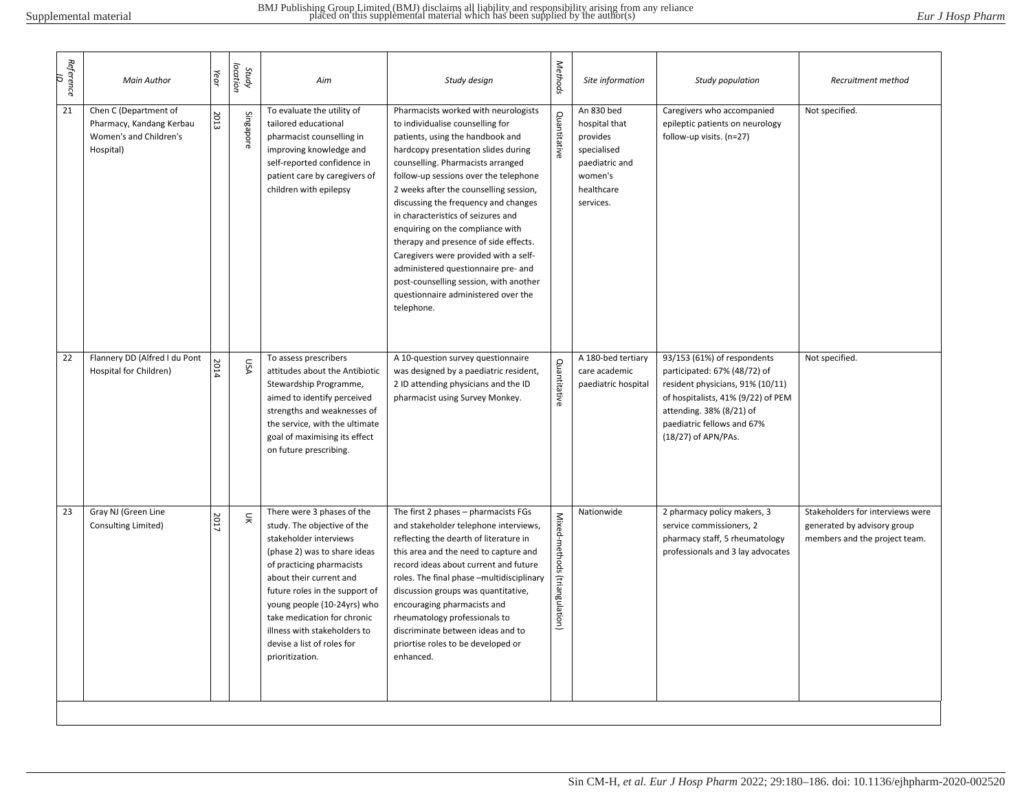| Reference ID | Main Author | Year | Study location | Aim | Study design | Methods | Site information | Study population | Recruitment method |
|---|---|---|---|---|---|---|---|---|---|
| 21 | Chen C (Department of Pharmacy, Kandang Kerbau Women's and Children's Hospital) | 2013 | Singapore | To evaluate the utility of tailored educational pharmacist counselling in improving knowledge and self-reported confidence in patient care by caregivers of children with epilepsy | Pharmacists worked with neurologists to individualise counselling for patients, using the handbook and hardcopy presentation slides during counselling. Pharmacists arranged follow-up sessions over the telephone 2 weeks after the counselling session, discussing the frequency and changes in characteristics of seizures and enquiring on the compliance with therapy and presence of side effects. Caregivers were provided with a self-administered questionnaire pre- and post-counselling session, with another questionnaire administered over the telephone. | Quantitative | An 830 bed hospital that provides specialised paediatric and women's healthcare services. | Caregivers who accompanied epileptic patients on neurology follow-up visits. (n=27) | Not specified. |
| 22 | Flannery DD (Alfred I du Pont Hospital for Children) | 2014 | USA | To assess prescribers attitudes about the Antibiotic Stewardship Programme, aimed to identify perceived strengths and weaknesses of the service, with the ultimate goal of maximising its effect on future prescribing. | A 10-question survey questionnaire was designed by a paediatric resident, 2 ID attending physicians and the ID pharmacist using Survey Monkey. | Quantitative | A 180-bed tertiary care academic paediatric hospital | 93/153 (61%) of respondents participated: 67% (48/72) of resident physicians, 91% (10/11) of hospitalists, 41% (9/22) of PEM attending. 38% (8/21) of paediatric fellows and 67% (18/27) of APN/PAs. | Not specified. |
| 23 | Gray NJ (Green Line Consulting Limited) | 2017 | UK | There were 3 phases of the study. The objective of the stakeholder interviews (phase 2) was to share ideas of practicing pharmacists about their current and future roles in the support of young people (10-24yrs) who take medication for chronic illness with stakeholders to devise a list of roles for prioritization. | The first 2 phases – pharmacists FGs and stakeholder telephone interviews, reflecting the dearth of literature in this area and the need to capture and record ideas about current and future roles. The final phase –multidisciplinary discussion groups was quantitative, encouraging pharmacists and rheumatology professionals to discriminate between ideas and to priortise roles to be developed or enhanced. | Mixed-methods (triangulation) | Nationwide | 2 pharmacy policy makers, 3 service commissioners, 2 pharmacy staff, 5 rheumatology professionals and 3 lay advocates | Stakeholders for interviews were generated by advisory group members and the project team. |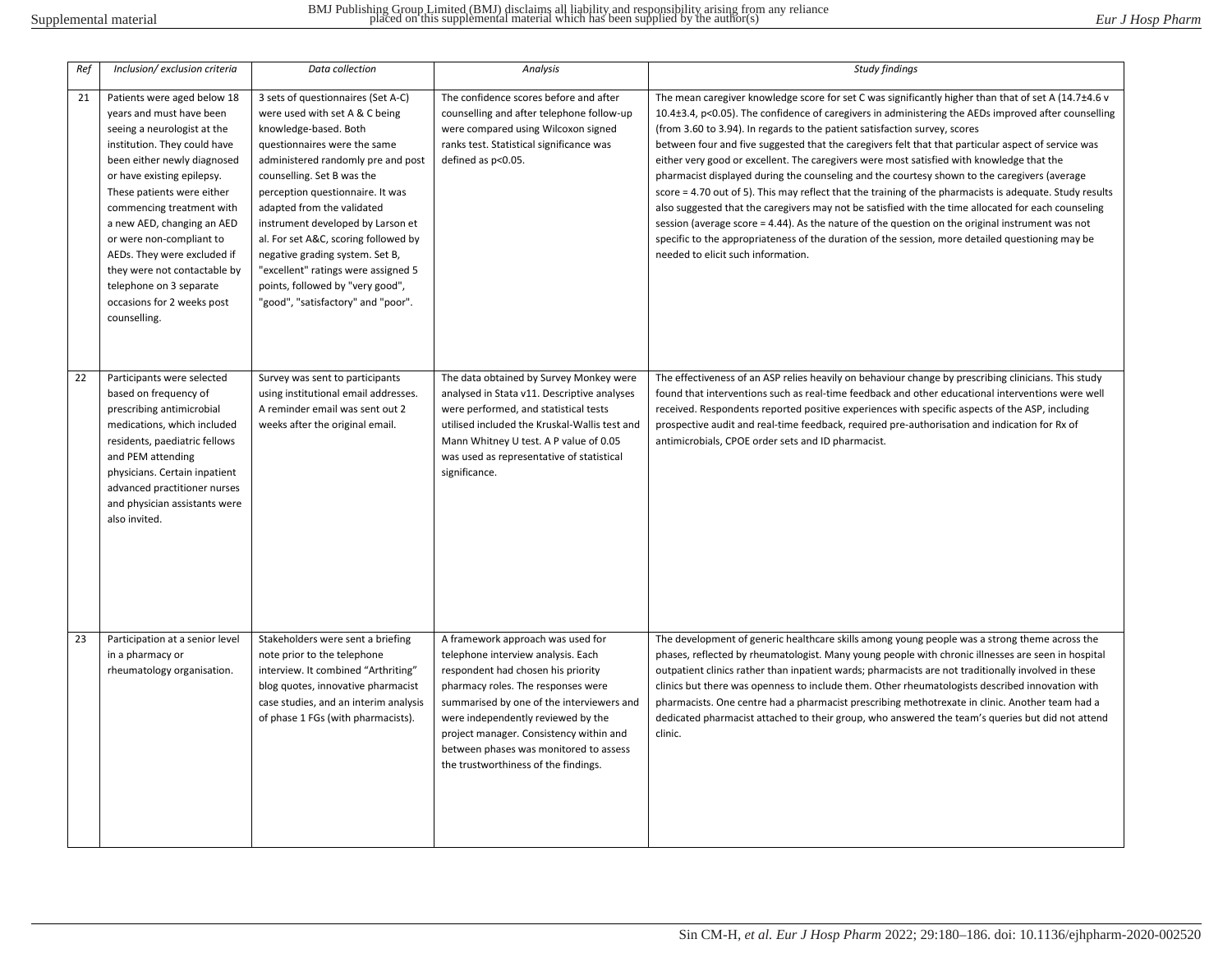| *Ref* | *Inclusion/ exclusion criteria* | *Data collection* | *Analysis* | *Study findings* |
|---|---|---|---|---|
| 21 | Patients were aged below 18 years and must have been seeing a neurologist at the institution. They could have been either newly diagnosed or have existing epilepsy. These patients were either commencing treatment with a new AED, changing an AED or were non-compliant to AEDs. They were excluded if they were not contactable by telephone on 3 separate occasions for 2 weeks post counselling. | 3 sets of questionnaires (Set A-C) were used with set A & C being knowledge-based. Both questionnaires were the same administered randomly pre and post counselling. Set B was the perception questionnaire. It was adapted from the validated instrument developed by Larson et al. For set A&C, scoring followed by negative grading system. Set B, "excellent" ratings were assigned 5 points, followed by "very good", "good", "satisfactory" and "poor". | The confidence scores before and after counselling and after telephone follow-up were compared using Wilcoxon signed ranks test. Statistical significance was defined as p<0.05. | The mean caregiver knowledge score for set C was significantly higher than that of set A (14.7±4.6 v 10.4±3.4, p<0.05). The confidence of caregivers in administering the AEDs improved after counselling (from 3.60 to 3.94). In regards to the patient satisfaction survey, scores between four and five suggested that the caregivers felt that that particular aspect of service was either very good or excellent. The caregivers were most satisfied with knowledge that the pharmacist displayed during the counseling and the courtesy shown to the caregivers (average score = 4.70 out of 5). This may reflect that the training of the pharmacists is adequate. Study results also suggested that the caregivers may not be satisfied with the time allocated for each counseling session (average score = 4.44). As the nature of the question on the original instrument was not specific to the appropriateness of the duration of the session, more detailed questioning may be needed to elicit such information. |
| 22 | Participants were selected based on frequency of prescribing antimicrobial medications, which included residents, paediatric fellows and PEM attending physicians. Certain inpatient advanced practitioner nurses and physician assistants were also invited. | Survey was sent to participants using institutional email addresses. A reminder email was sent out 2 weeks after the original email. | The data obtained by Survey Monkey were analysed in Stata v11. Descriptive analyses were performed, and statistical tests utilised included the Kruskal-Wallis test and Mann Whitney U test. A P value of 0.05 was used as representative of statistical significance. | The effectiveness of an ASP relies heavily on behaviour change by prescribing clinicians. This study found that interventions such as real-time feedback and other educational interventions were well received. Respondents reported positive experiences with specific aspects of the ASP, including prospective audit and real-time feedback, required pre-authorisation and indication for Rx of antimicrobials, CPOE order sets and ID pharmacist. |
| 23 | Participation at a senior level in a pharmacy or rheumatology organisation. | Stakeholders were sent a briefing note prior to the telephone interview. It combined "Arthriting" blog quotes, innovative pharmacist case studies, and an interim analysis of phase 1 FGs (with pharmacists). | A framework approach was used for telephone interview analysis. Each respondent had chosen his priority pharmacy roles. The responses were summarised by one of the interviewers and were independently reviewed by the project manager. Consistency within and between phases was monitored to assess the trustworthiness of the findings. | The development of generic healthcare skills among young people was a strong theme across the phases, reflected by rheumatologist. Many young people with chronic illnesses are seen in hospital outpatient clinics rather than inpatient wards; pharmacists are not traditionally involved in these clinics but there was openness to include them. Other rheumatologists described innovation with pharmacists. One centre had a pharmacist prescribing methotrexate in clinic. Another team had a dedicated pharmacist attached to their group, who answered the team's queries but did not attend clinic. |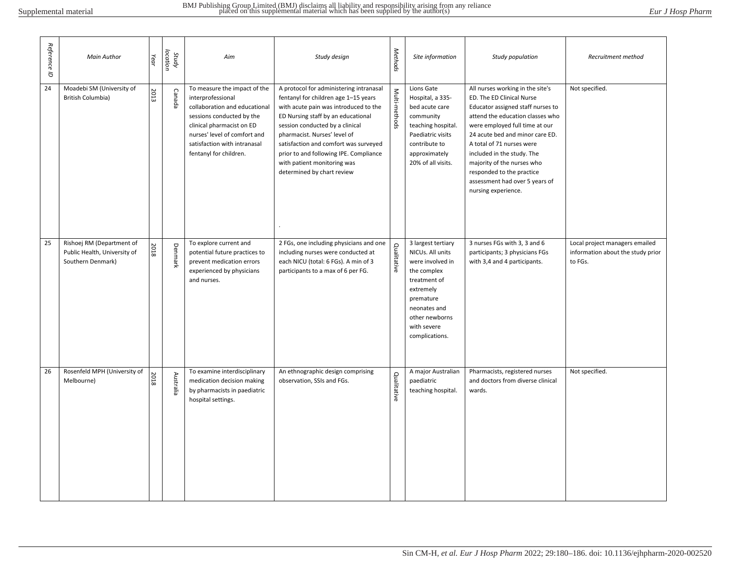| Reference ID | Main Author | Year | Study location | Aim | Study design | Methods | Site information | Study population | Recruitment method |
|---|---|---|---|---|---|---|---|---|---|
| 24 | Moadebi SM (University of British Columbia) | 2013 | Canada | To measure the impact of the interprofessional collaboration and educational sessions conducted by the clinical pharmacist on ED nurses' level of comfort and satisfaction with intranasal fentanyl for children. | A protocol for administering intranasal fentanyl for children age 1–15 years with acute pain was introduced to the ED Nursing staff by an educational session conducted by a clinical pharmacist. Nurses' level of satisfaction and comfort was surveyed prior to and following IPE. Compliance with patient monitoring was determined by chart review . | Multi-methods | Lions Gate Hospital, a 335-bed acute care community teaching hospital. Paediatric visits contribute to approximately 20% of all visits. | All nurses working in the site's ED. The ED Clinical Nurse Educator assigned staff nurses to attend the education classes who were employed full time at our 24 acute bed and minor care ED. A total of 71 nurses were included in the study. The majority of the nurses who responded to the practice assessment had over 5 years of nursing experience. | Not specified. |
| 25 | Rishoej RM (Department of Public Health, University of Southern Denmark) | 2018 | Denmark | To explore current and potential future practices to prevent medication errors experienced by physicians and nurses. | 2 FGs, one including physicians and one including nurses were conducted at each NICU (total: 6 FGs). A min of 3 participants to a max of 6 per FG. | Qualitative | 3 largest tertiary NICUs. All units were involved in the complex treatment of extremely premature neonates and other newborns with severe complications. | 3 nurses FGs with 3, 3 and 6 participants; 3 physicians FGs with 3,4 and 4 participants. | Local project managers emailed information about the study prior to FGs. |
| 26 | Rosenfeld MPH (University of Melbourne) | 2018 | Australia | To examine interdisciplinary medication decision making by pharmacists in paediatric hospital settings. | An ethnographic design comprising observation, SSIs and FGs. | Qualitative | A major Australian paediatric teaching hospital. | Pharmacists, registered nurses and doctors from diverse clinical wards. | Not specified. |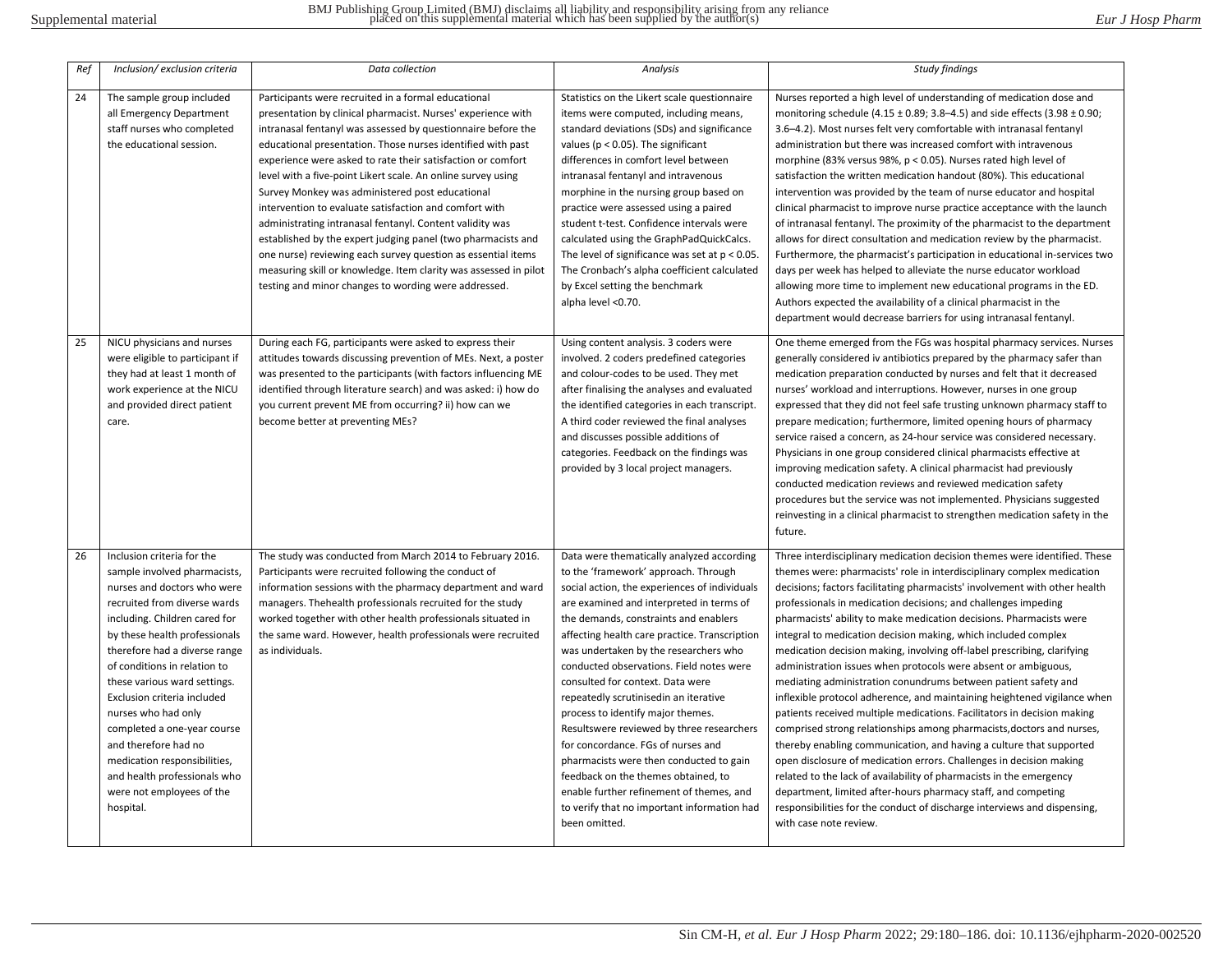| Ref | Inclusion/ exclusion criteria | Data collection | Analysis | Study findings |
|---|---|---|---|---|
| 24 | The sample group included all Emergency Department staff nurses who completed the educational session. | Participants were recruited in a formal educational presentation by clinical pharmacist. Nurses' experience with intranasal fentanyl was assessed by questionnaire before the educational presentation. Those nurses identified with past experience were asked to rate their satisfaction or comfort level with a five-point Likert scale. An online survey using Survey Monkey was administered post educational intervention to evaluate satisfaction and comfort with administrating intranasal fentanyl. Content validity was established by the expert judging panel (two pharmacists and one nurse) reviewing each survey question as essential items measuring skill or knowledge. Item clarity was assessed in pilot testing and minor changes to wording were addressed. | Statistics on the Likert scale questionnaire items were computed, including means, standard deviations (SDs) and significance values ($p < 0.05$). The significant differences in comfort level between intranasal fentanyl and intravenous morphine in the nursing group based on practice were assessed using a paired student t-test. Confidence intervals were calculated using the GraphPadQuickCalcs. The level of significance was set at $p < 0.05$. The Cronbach's alpha coefficient calculated by Excel setting the benchmark alpha level <0.70. | Nurses reported a high level of understanding of medication dose and monitoring schedule (4.15 ± 0.89; 3.8–4.5) and side effects (3.98 ± 0.90; 3.6–4.2). Most nurses felt very comfortable with intranasal fentanyl administration but there was increased comfort with intravenous morphine (83% versus 98%, $p < 0.05$). Nurses rated high level of satisfaction the written medication handout (80%). This educational intervention was provided by the team of nurse educator and hospital clinical pharmacist to improve nurse practice acceptance with the launch of intranasal fentanyl. The proximity of the pharmacist to the department allows for direct consultation and medication review by the pharmacist. Furthermore, the pharmacist's participation in educational in-services two days per week has helped to alleviate the nurse educator workload allowing more time to implement new educational programs in the ED. Authors expected the availability of a clinical pharmacist in the department would decrease barriers for using intranasal fentanyl. |
| 25 | NICU physicians and nurses were eligible to participant if they had at least 1 month of work experience at the NICU and provided direct patient care. | During each FG, participants were asked to express their attitudes towards discussing prevention of MEs. Next, a poster was presented to the participants (with factors influencing ME identified through literature search) and was asked: i) how do you current prevent ME from occurring? ii) how can we become better at preventing MEs? | Using content analysis. 3 coders were involved. 2 coders predefined categories and colour-codes to be used. They met after finalising the analyses and evaluated the identified categories in each transcript. A third coder reviewed the final analyses and discusses possible additions of categories. Feedback on the findings was provided by 3 local project managers. | One theme emerged from the FGs was hospital pharmacy services. Nurses generally considered iv antibiotics prepared by the pharmacy safer than medication preparation conducted by nurses and felt that it decreased nurses' workload and interruptions. However, nurses in one group expressed that they did not feel safe trusting unknown pharmacy staff to prepare medication; furthermore, limited opening hours of pharmacy service raised a concern, as 24-hour service was considered necessary. Physicians in one group considered clinical pharmacists effective at improving medication safety. A clinical pharmacist had previously conducted medication reviews and reviewed medication safety procedures but the service was not implemented. Physicians suggested reinvesting in a clinical pharmacist to strengthen medication safety in the future. |
| 26 | Inclusion criteria for the sample involved pharmacists, nurses and doctors who were recruited from diverse wards including. Children cared for by these health professionals therefore had a diverse range of conditions in relation to these various ward settings. Exclusion criteria included nurses who had only completed a one-year course and therefore had no medication responsibilities, and health professionals who were not employees of the hospital. | The study was conducted from March 2014 to February 2016. Participants were recruited following the conduct of information sessions with the pharmacy department and ward managers. Thehealth professionals recruited for the study worked together with other health professionals situated in the same ward. However, health professionals were recruited as individuals. | Data were thematically analyzed according to the 'framework' approach. Through social action, the experiences of individuals are examined and interpreted in terms of the demands, constraints and enablers affecting health care practice. Transcription was undertaken by the researchers who conducted observations. Field notes were consulted for context. Data were repeatedly scrutinisedin an iterative process to identify major themes. Resultswere reviewed by three researchers for concordance. FGs of nurses and pharmacists were then conducted to gain feedback on the themes obtained, to enable further refinement of themes, and to verify that no important information had been omitted. | Three interdisciplinary medication decision themes were identified. These themes were: pharmacists' role in interdisciplinary complex medication decisions; factors facilitating pharmacists' involvement with other health professionals in medication decisions; and challenges impeding pharmacists' ability to make medication decisions. Pharmacists were integral to medication decision making, which included complex medication decision making, involving off-label prescribing, clarifying administration issues when protocols were absent or ambiguous, mediating administration conundrums between patient safety and inflexible protocol adherence, and maintaining heightened vigilance when patients received multiple medications. Facilitators in decision making comprised strong relationships among pharmacists,doctors and nurses, thereby enabling communication, and having a culture that supported open disclosure of medication errors. Challenges in decision making related to the lack of availability of pharmacists in the emergency department, limited after-hours pharmacy staff, and competing responsibilities for the conduct of discharge interviews and dispensing, with case note review. |